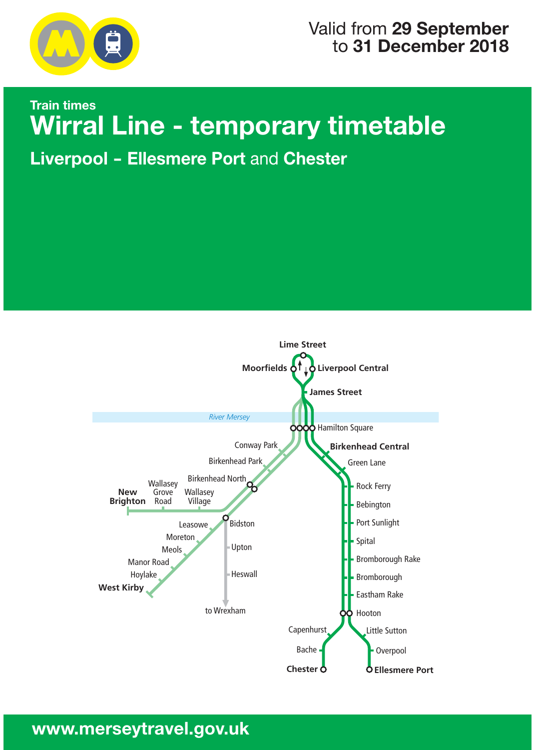Valid from **29 September** to **31 December 2018**

**Train times**

# Wirral Line - temporary timetable

## Liverpool – Ellesmere Port and Chester

**Lime Street**

**Moorfields**

**Liverpool Central**

**James Street**

*River Mersey*

Hamilton Square

Conway Park

Birkenhead Park

Birkenhead North

**Birkenhead Central**

Green Lane

Rock Ferry

Bebington

Port Sunlight

Spital

Bromborough Rake

Bromborough

Eastham Rake

Hooton

Capenhurst

Little Sutton

Bache

Overpool

**Chester**

**Ellesmere Port**

**New Brighton**

Wallasey Grove Road

Wallasey Village

Bidston

Leasowe

Moreton

Meols

Manor Road

Hoylake

**West Kirby**

Upton

Heswall

to Wrexham

**www.merseytravel.gov.uk**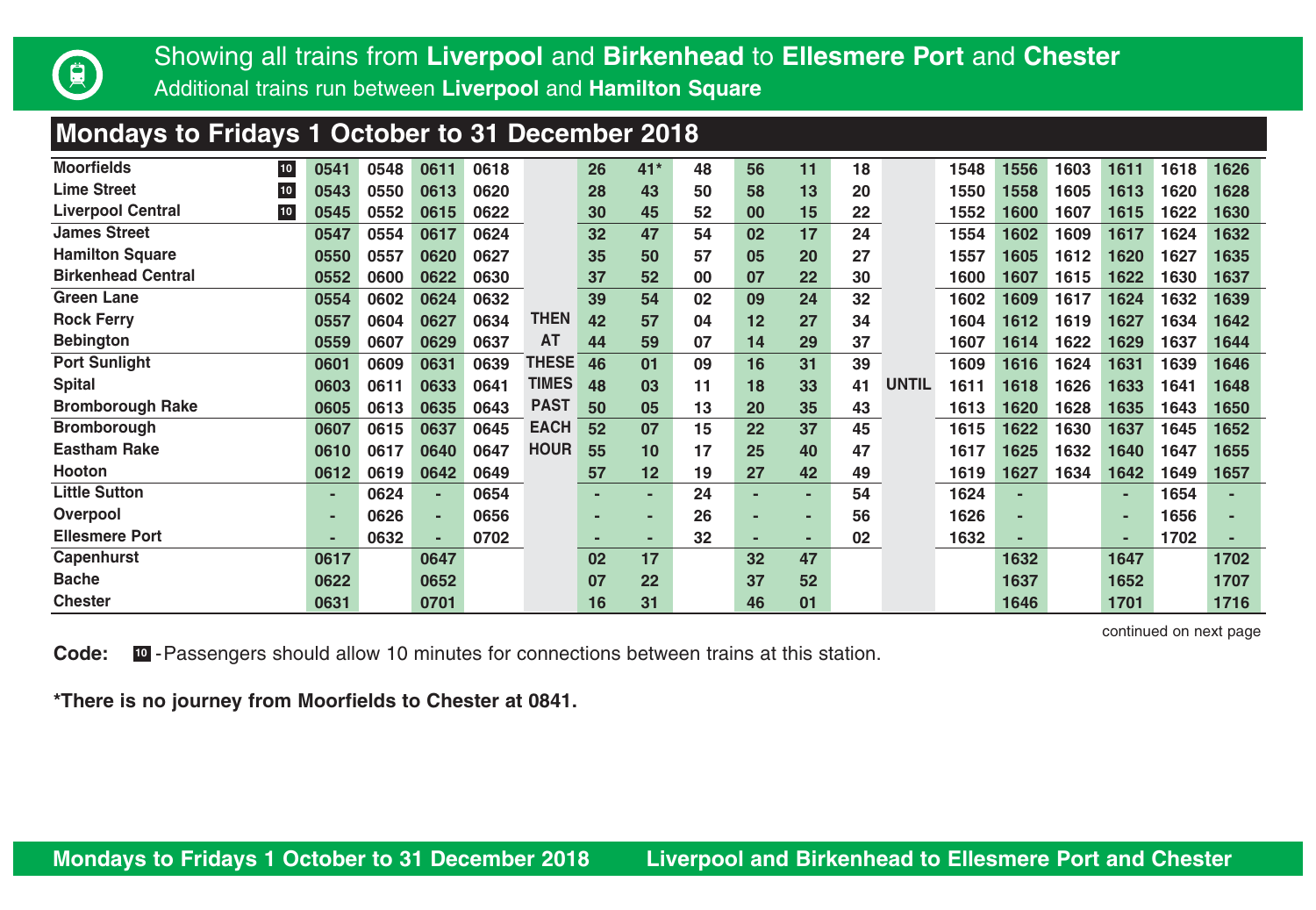Showing all trains from **Liverpool** and **Birkenhead** to **Ellesmere Port** and **Chester**

Additional trains run between **Liverpool** and **Hamilton Square**

## Mondays to Fridays 1 October to 31 December 2018

| Station | | | | | | | | | | | | | | | | | | | |
|---|---|---|---|---|---|---|---|---|---|---|---|---|---|---|---|---|---|---|---|
| Moorfields 10 | 0541 | 0548 | 0611 | 0618 | | 26 | 41* | 48 | 56 | 11 | 18 | | 1548 | 1556 | 1603 | 1611 | 1618 | 1626 |
| Lime Street 10 | 0543 | 0550 | 0613 | 0620 | | 28 | 43 | 50 | 58 | 13 | 20 | | 1550 | 1558 | 1605 | 1613 | 1620 | 1628 |
| Liverpool Central 10 | 0545 | 0552 | 0615 | 0622 | | 30 | 45 | 52 | 00 | 15 | 22 | | 1552 | 1600 | 1607 | 1615 | 1622 | 1630 |
| James Street | 0547 | 0554 | 0617 | 0624 | | 32 | 47 | 54 | 02 | 17 | 24 | | 1554 | 1602 | 1609 | 1617 | 1624 | 1632 |
| Hamilton Square | 0550 | 0557 | 0620 | 0627 | | 35 | 50 | 57 | 05 | 20 | 27 | | 1557 | 1605 | 1612 | 1620 | 1627 | 1635 |
| Birkenhead Central | 0552 | 0600 | 0622 | 0630 | | 37 | 52 | 00 | 07 | 22 | 30 | | 1600 | 1607 | 1615 | 1622 | 1630 | 1637 |
| Green Lane | 0554 | 0602 | 0624 | 0632 | | 39 | 54 | 02 | 09 | 24 | 32 | | 1602 | 1609 | 1617 | 1624 | 1632 | 1639 |
| Rock Ferry | 0557 | 0604 | 0627 | 0634 | THEN | 42 | 57 | 04 | 12 | 27 | 34 | | 1604 | 1612 | 1619 | 1627 | 1634 | 1642 |
| Bebington | 0559 | 0607 | 0629 | 0637 | AT | 44 | 59 | 07 | 14 | 29 | 37 | | 1607 | 1614 | 1622 | 1629 | 1637 | 1644 |
| Port Sunlight | 0601 | 0609 | 0631 | 0639 | THESE | 46 | 01 | 09 | 16 | 31 | 39 | | 1609 | 1616 | 1624 | 1631 | 1639 | 1646 |
| Spital | 0603 | 0611 | 0633 | 0641 | TIMES | 48 | 03 | 11 | 18 | 33 | 41 | UNTIL | 1611 | 1618 | 1626 | 1633 | 1641 | 1648 |
| Bromborough Rake | 0605 | 0613 | 0635 | 0643 | PAST | 50 | 05 | 13 | 20 | 35 | 43 | | 1613 | 1620 | 1628 | 1635 | 1643 | 1650 |
| Bromborough | 0607 | 0615 | 0637 | 0645 | EACH | 52 | 07 | 15 | 22 | 37 | 45 | | 1615 | 1622 | 1630 | 1637 | 1645 | 1652 |
| Eastham Rake | 0610 | 0617 | 0640 | 0647 | HOUR | 55 | 10 | 17 | 25 | 40 | 47 | | 1617 | 1625 | 1632 | 1640 | 1647 | 1655 |
| Hooton | 0612 | 0619 | 0642 | 0649 | | 57 | 12 | 19 | 27 | 42 | 49 | | 1619 | 1627 | 1634 | 1642 | 1649 | 1657 |
| Little Sutton | - | 0624 | - | 0654 | | - | - | 24 | - | - | 54 | | 1624 | - | | - | 1654 | - |
| Overpool | - | 0626 | - | 0656 | | - | - | 26 | - | - | 56 | | 1626 | - | | - | 1656 | - |
| Ellesmere Port | - | 0632 | - | 0702 | | - | - | 32 | - | - | 02 | | 1632 | - | | - | 1702 | - |
| Capenhurst | 0617 | | 0647 | | | 02 | 17 | | 32 | 47 | | | | 1632 | | 1647 | | 1702 |
| Bache | 0622 | | 0652 | | | 07 | 22 | | 37 | 52 | | | | 1637 | | 1652 | | 1707 |
| Chester | 0631 | | 0701 | | | 16 | 31 | | 46 | 01 | | | | 1646 | | 1701 | | 1716 |

continued on next page

**Code:** 10 - Passengers should allow 10 minutes for connections between trains at this station.

**\*There is no journey from Moorfields to Chester at 0841.**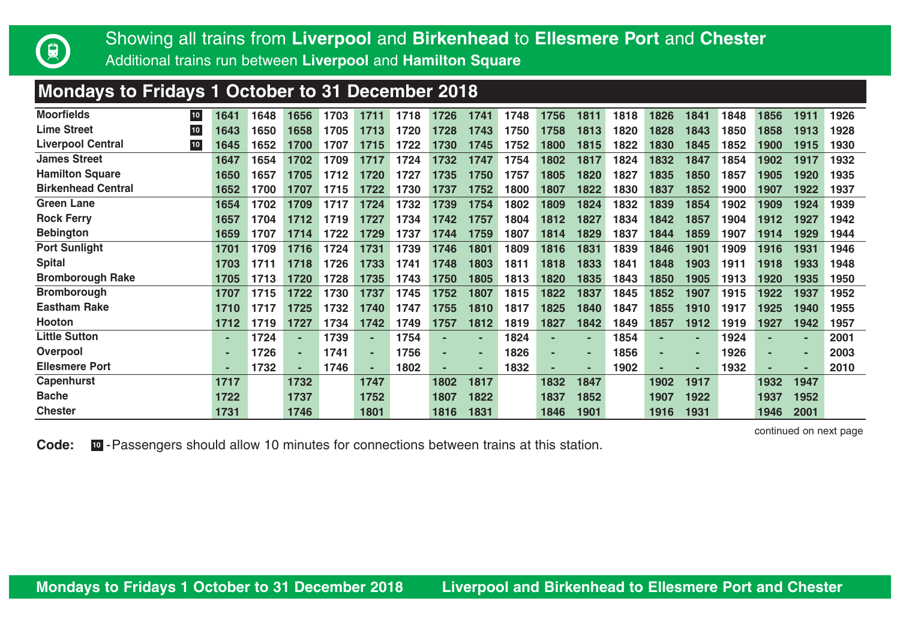Showing all trains from **Liverpool** and **Birkenhead** to **Ellesmere Port** and **Chester**

Additional trains run between **Liverpool** and **Hamilton Square**

## Mondays to Fridays 1 October to 31 December 2018

| Station | | | | | | | | | | | | | | | | | | | |
|---|---|---|---|---|---|---|---|---|---|---|---|---|---|---|---|---|---|---|---|
| Moorfields | 10 | 1641 | 1648 | 1656 | 1703 | 1711 | 1718 | 1726 | 1741 | 1748 | 1756 | 1811 | 1818 | 1826 | 1841 | 1848 | 1856 | 1911 | 1926 |
| Lime Street | 10 | 1643 | 1650 | 1658 | 1705 | 1713 | 1720 | 1728 | 1743 | 1750 | 1758 | 1813 | 1820 | 1828 | 1843 | 1850 | 1858 | 1913 | 1928 |
| Liverpool Central | 10 | 1645 | 1652 | 1700 | 1707 | 1715 | 1722 | 1730 | 1745 | 1752 | 1800 | 1815 | 1822 | 1830 | 1845 | 1852 | 1900 | 1915 | 1930 |
| James Street | | 1647 | 1654 | 1702 | 1709 | 1717 | 1724 | 1732 | 1747 | 1754 | 1802 | 1817 | 1824 | 1832 | 1847 | 1854 | 1902 | 1917 | 1932 |
| Hamilton Square | | 1650 | 1657 | 1705 | 1712 | 1720 | 1727 | 1735 | 1750 | 1757 | 1805 | 1820 | 1827 | 1835 | 1850 | 1857 | 1905 | 1920 | 1935 |
| Birkenhead Central | | 1652 | 1700 | 1707 | 1715 | 1722 | 1730 | 1737 | 1752 | 1800 | 1807 | 1822 | 1830 | 1837 | 1852 | 1900 | 1907 | 1922 | 1937 |
| Green Lane | | 1654 | 1702 | 1709 | 1717 | 1724 | 1732 | 1739 | 1754 | 1802 | 1809 | 1824 | 1832 | 1839 | 1854 | 1902 | 1909 | 1924 | 1939 |
| Rock Ferry | | 1657 | 1704 | 1712 | 1719 | 1727 | 1734 | 1742 | 1757 | 1804 | 1812 | 1827 | 1834 | 1842 | 1857 | 1904 | 1912 | 1927 | 1942 |
| Bebington | | 1659 | 1707 | 1714 | 1722 | 1729 | 1737 | 1744 | 1759 | 1807 | 1814 | 1829 | 1837 | 1844 | 1859 | 1907 | 1914 | 1929 | 1944 |
| Port Sunlight | | 1701 | 1709 | 1716 | 1724 | 1731 | 1739 | 1746 | 1801 | 1809 | 1816 | 1831 | 1839 | 1846 | 1901 | 1909 | 1916 | 1931 | 1946 |
| Spital | | 1703 | 1711 | 1718 | 1726 | 1733 | 1741 | 1748 | 1803 | 1811 | 1818 | 1833 | 1841 | 1848 | 1903 | 1911 | 1918 | 1933 | 1948 |
| Bromborough Rake | | 1705 | 1713 | 1720 | 1728 | 1735 | 1743 | 1750 | 1805 | 1813 | 1820 | 1835 | 1843 | 1850 | 1905 | 1913 | 1920 | 1935 | 1950 |
| Bromborough | | 1707 | 1715 | 1722 | 1730 | 1737 | 1745 | 1752 | 1807 | 1815 | 1822 | 1837 | 1845 | 1852 | 1907 | 1915 | 1922 | 1937 | 1952 |
| Eastham Rake | | 1710 | 1717 | 1725 | 1732 | 1740 | 1747 | 1755 | 1810 | 1817 | 1825 | 1840 | 1847 | 1855 | 1910 | 1917 | 1925 | 1940 | 1955 |
| Hooton | | 1712 | 1719 | 1727 | 1734 | 1742 | 1749 | 1757 | 1812 | 1819 | 1827 | 1842 | 1849 | 1857 | 1912 | 1919 | 1927 | 1942 | 1957 |
| Little Sutton | | - | 1724 | - | 1739 | - | 1754 | - | - | 1824 | - | - | 1854 | - | - | 1924 | - | - | 2001 |
| Overpool | | - | 1726 | - | 1741 | - | 1756 | - | - | 1826 | - | - | 1856 | - | - | 1926 | - | - | 2003 |
| Ellesmere Port | | - | 1732 | - | 1746 | - | 1802 | - | - | 1832 | - | - | 1902 | - | - | 1932 | - | - | 2010 |
| Capenhurst | | 1717 | | 1732 | | 1747 | | 1802 | 1817 | | 1832 | 1847 | | 1902 | 1917 | | 1932 | 1947 | |
| Bache | | 1722 | | 1737 | | 1752 | | 1807 | 1822 | | 1837 | 1852 | | 1907 | 1922 | | 1937 | 1952 | |
| Chester | | 1731 | | 1746 | | 1801 | | 1816 | 1831 | | 1846 | 1901 | | 1916 | 1931 | | 1946 | 2001 | |

continued on next page

**Code:** 10 - Passengers should allow 10 minutes for connections between trains at this station.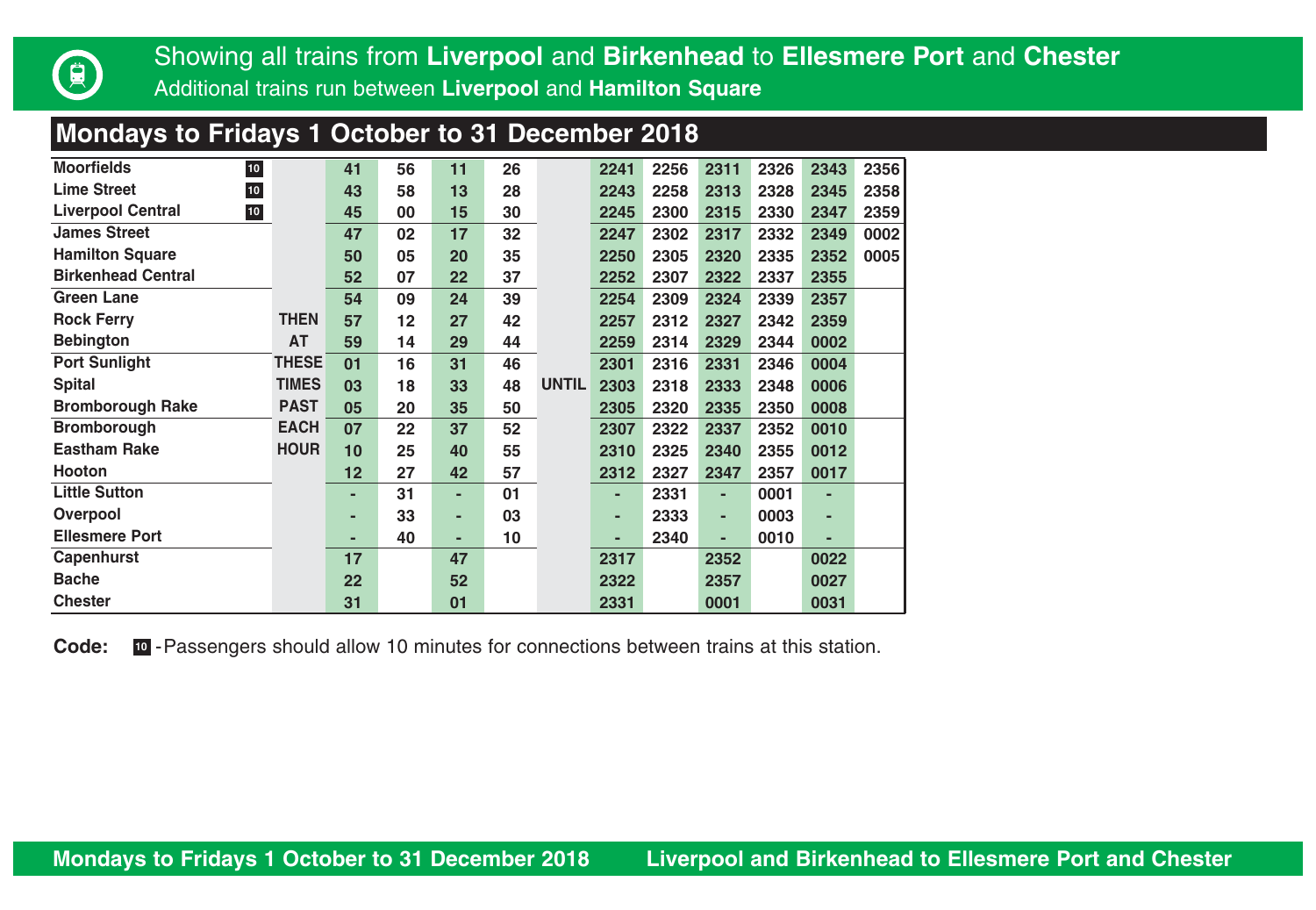Showing all trains from **Liverpool** and **Birkenhead** to **Ellesmere Port** and **Chester**

Additional trains run between **Liverpool** and **Hamilton Square**

## Mondays to Fridays 1 October to 31 December 2018

| Station | | | | | | | | | | | | | |
|---|---|---|---|---|---|---|---|---|---|---|---|---|---|
| Moorfields [10] | | 41 | 56 | 11 | 26 | | 2241 | 2256 | 2311 | 2326 | 2343 | 2356 |
| Lime Street [10] | | 43 | 58 | 13 | 28 | | 2243 | 2258 | 2313 | 2328 | 2345 | 2358 |
| Liverpool Central [10] | | 45 | 00 | 15 | 30 | | 2245 | 2300 | 2315 | 2330 | 2347 | 2359 |
| James Street | | 47 | 02 | 17 | 32 | | 2247 | 2302 | 2317 | 2332 | 2349 | 0002 |
| Hamilton Square | | 50 | 05 | 20 | 35 | | 2250 | 2305 | 2320 | 2335 | 2352 | 0005 |
| Birkenhead Central | | 52 | 07 | 22 | 37 | | 2252 | 2307 | 2322 | 2337 | 2355 | |
| Green Lane | | 54 | 09 | 24 | 39 | | 2254 | 2309 | 2324 | 2339 | 2357 | |
| Rock Ferry | THEN | 57 | 12 | 27 | 42 | | 2257 | 2312 | 2327 | 2342 | 2359 | |
| Bebington | AT | 59 | 14 | 29 | 44 | | 2259 | 2314 | 2329 | 2344 | 0002 | |
| Port Sunlight | THESE | 01 | 16 | 31 | 46 | | 2301 | 2316 | 2331 | 2346 | 0004 | |
| Spital | TIMES | 03 | 18 | 33 | 48 | UNTIL | 2303 | 2318 | 2333 | 2348 | 0006 | |
| Bromborough Rake | PAST | 05 | 20 | 35 | 50 | | 2305 | 2320 | 2335 | 2350 | 0008 | |
| Bromborough | EACH | 07 | 22 | 37 | 52 | | 2307 | 2322 | 2337 | 2352 | 0010 | |
| Eastham Rake | HOUR | 10 | 25 | 40 | 55 | | 2310 | 2325 | 2340 | 2355 | 0012 | |
| Hooton | | 12 | 27 | 42 | 57 | | 2312 | 2327 | 2347 | 2357 | 0017 | |
| Little Sutton | | - | 31 | - | 01 | | - | 2331 | - | 0001 | - | |
| Overpool | | - | 33 | - | 03 | | - | 2333 | - | 0003 | - | |
| Ellesmere Port | | - | 40 | - | 10 | | - | 2340 | - | 0010 | - | |
| Capenhurst | | 17 | | 47 | | | 2317 | | 2352 | | 0022 | |
| Bache | | 22 | | 52 | | | 2322 | | 2357 | | 0027 | |
| Chester | | 31 | | 01 | | | 2331 | | 0001 | | 0031 | |

**Code:** [10] - Passengers should allow 10 minutes for connections between trains at this station.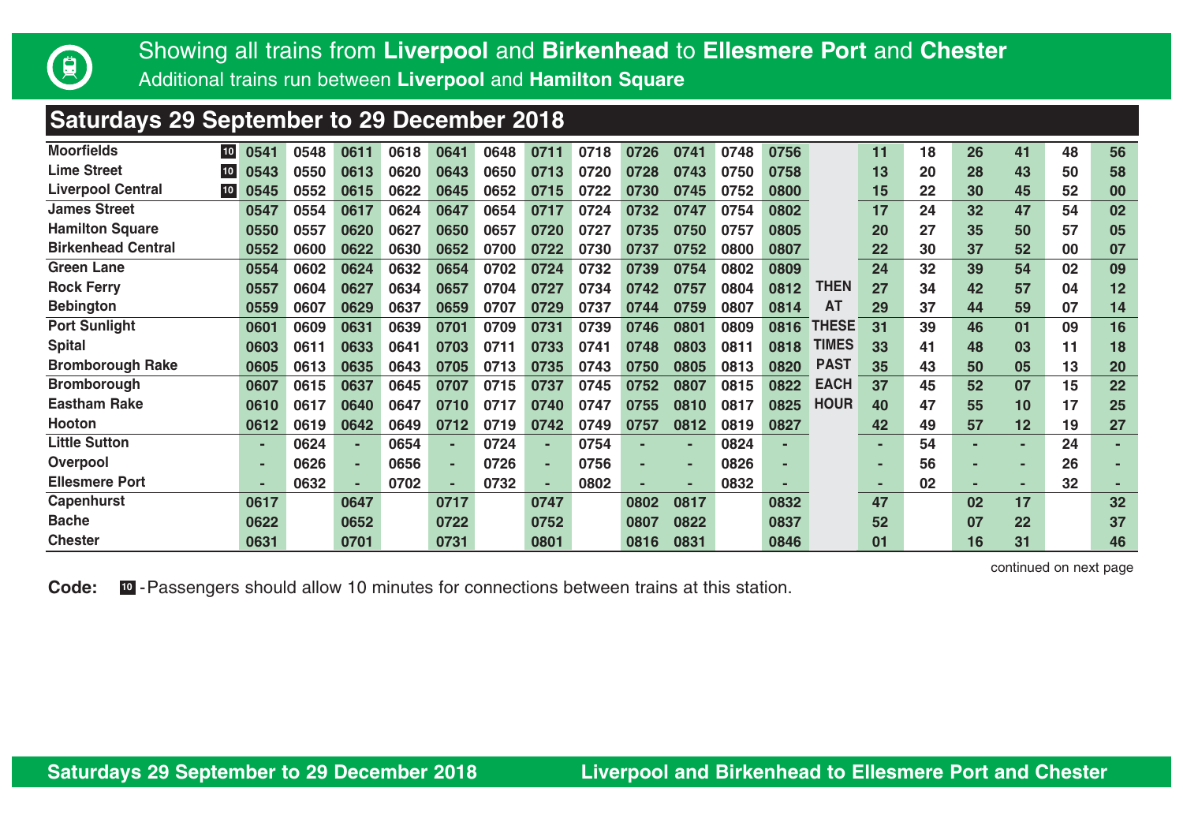Showing all trains from **Liverpool** and **Birkenhead** to **Ellesmere Port** and **Chester**

Additional trains run between **Liverpool** and **Hamilton Square**

## Saturdays 29 September to 29 December 2018

| Station | | | | | | | | | | | | | | | | | | | | |
|---|---|---|---|---|---|---|---|---|---|---|---|---|---|---|---|---|---|---|---|---|
| Moorfields 10 | 0541 | 0548 | 0611 | 0618 | 0641 | 0648 | 0711 | 0718 | 0726 | 0741 | 0748 | 0756 | | 11 | 18 | 26 | 41 | 48 | 56 |
| Lime Street 10 | 0543 | 0550 | 0613 | 0620 | 0643 | 0650 | 0713 | 0720 | 0728 | 0743 | 0750 | 0758 | | 13 | 20 | 28 | 43 | 50 | 58 |
| Liverpool Central 10 | 0545 | 0552 | 0615 | 0622 | 0645 | 0652 | 0715 | 0722 | 0730 | 0745 | 0752 | 0800 | | 15 | 22 | 30 | 45 | 52 | 00 |
| James Street | 0547 | 0554 | 0617 | 0624 | 0647 | 0654 | 0717 | 0724 | 0732 | 0747 | 0754 | 0802 | | 17 | 24 | 32 | 47 | 54 | 02 |
| Hamilton Square | 0550 | 0557 | 0620 | 0627 | 0650 | 0657 | 0720 | 0727 | 0735 | 0750 | 0757 | 0805 | | 20 | 27 | 35 | 50 | 57 | 05 |
| Birkenhead Central | 0552 | 0600 | 0622 | 0630 | 0652 | 0700 | 0722 | 0730 | 0737 | 0752 | 0800 | 0807 | | 22 | 30 | 37 | 52 | 00 | 07 |
| Green Lane | 0554 | 0602 | 0624 | 0632 | 0654 | 0702 | 0724 | 0732 | 0739 | 0754 | 0802 | 0809 | | 24 | 32 | 39 | 54 | 02 | 09 |
| Rock Ferry | 0557 | 0604 | 0627 | 0634 | 0657 | 0704 | 0727 | 0734 | 0742 | 0757 | 0804 | 0812 | THEN | 27 | 34 | 42 | 57 | 04 | 12 |
| Bebington | 0559 | 0607 | 0629 | 0637 | 0659 | 0707 | 0729 | 0737 | 0744 | 0759 | 0807 | 0814 | AT | 29 | 37 | 44 | 59 | 07 | 14 |
| Port Sunlight | 0601 | 0609 | 0631 | 0639 | 0701 | 0709 | 0731 | 0739 | 0746 | 0801 | 0809 | 0816 | THESE | 31 | 39 | 46 | 01 | 09 | 16 |
| Spital | 0603 | 0611 | 0633 | 0641 | 0703 | 0711 | 0733 | 0741 | 0748 | 0803 | 0811 | 0818 | TIMES | 33 | 41 | 48 | 03 | 11 | 18 |
| Bromborough Rake | 0605 | 0613 | 0635 | 0643 | 0705 | 0713 | 0735 | 0743 | 0750 | 0805 | 0813 | 0820 | PAST | 35 | 43 | 50 | 05 | 13 | 20 |
| Bromborough | 0607 | 0615 | 0637 | 0645 | 0707 | 0715 | 0737 | 0745 | 0752 | 0807 | 0815 | 0822 | EACH | 37 | 45 | 52 | 07 | 15 | 22 |
| Eastham Rake | 0610 | 0617 | 0640 | 0647 | 0710 | 0717 | 0740 | 0747 | 0755 | 0810 | 0817 | 0825 | HOUR | 40 | 47 | 55 | 10 | 17 | 25 |
| Hooton | 0612 | 0619 | 0642 | 0649 | 0712 | 0719 | 0742 | 0749 | 0757 | 0812 | 0819 | 0827 | | 42 | 49 | 57 | 12 | 19 | 27 |
| Little Sutton | - | 0624 | - | 0654 | - | 0724 | - | 0754 | - | - | 0824 | - | | - | 54 | - | - | 24 | - |
| Overpool | - | 0626 | - | 0656 | - | 0726 | - | 0756 | - | - | 0826 | - | | - | 56 | - | - | 26 | - |
| Ellesmere Port | - | 0632 | - | 0702 | - | 0732 | - | 0802 | - | - | 0832 | - | | - | 02 | - | - | 32 | - |
| Capenhurst | 0617 | | 0647 | | 0717 | | 0747 | | 0802 | 0817 | | 0832 | | 47 | | 02 | 17 | | 32 |
| Bache | 0622 | | 0652 | | 0722 | | 0752 | | 0807 | 0822 | | 0837 | | 52 | | 07 | 22 | | 37 |
| Chester | 0631 | | 0701 | | 0731 | | 0801 | | 0816 | 0831 | | 0846 | | 01 | | 16 | 31 | | 46 |

continued on next page

**Code:** 10 - Passengers should allow 10 minutes for connections between trains at this station.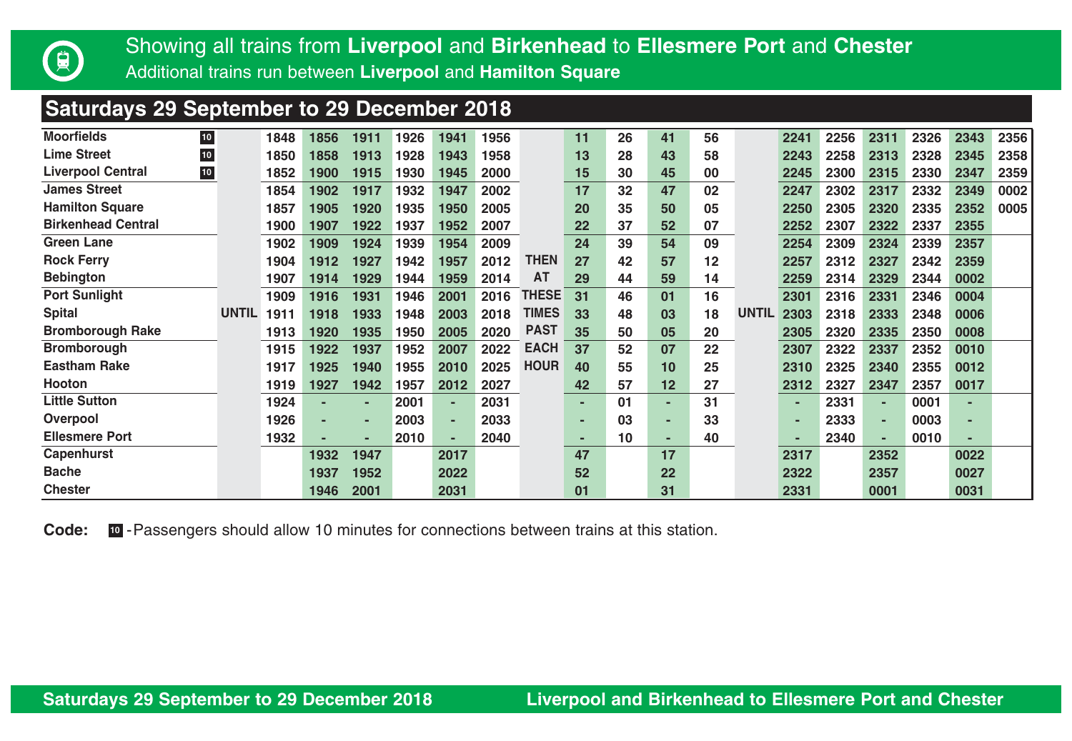Showing all trains from **Liverpool** and **Birkenhead** to **Ellesmere Port** and **Chester**

Additional trains run between **Liverpool** and **Hamilton Square**

## Saturdays 29 September to 29 December 2018

| Station | | | | | | | | | | | | | | | | | | | | |
|---|---|---|---|---|---|---|---|---|---|---|---|---|---|---|---|---|---|---|---|---|
| Moorfields [10] | | 1848 | 1856 | 1911 | 1926 | 1941 | 1956 | | 11 | 26 | 41 | 56 | | 2241 | 2256 | 2311 | 2326 | 2343 | 2356 |
| Lime Street [10] | | 1850 | 1858 | 1913 | 1928 | 1943 | 1958 | | 13 | 28 | 43 | 58 | | 2243 | 2258 | 2313 | 2328 | 2345 | 2358 |
| Liverpool Central [10] | | 1852 | 1900 | 1915 | 1930 | 1945 | 2000 | | 15 | 30 | 45 | 00 | | 2245 | 2300 | 2315 | 2330 | 2347 | 2359 |
| James Street | | 1854 | 1902 | 1917 | 1932 | 1947 | 2002 | | 17 | 32 | 47 | 02 | | 2247 | 2302 | 2317 | 2332 | 2349 | 0002 |
| Hamilton Square | | 1857 | 1905 | 1920 | 1935 | 1950 | 2005 | | 20 | 35 | 50 | 05 | | 2250 | 2305 | 2320 | 2335 | 2352 | 0005 |
| Birkenhead Central | | 1900 | 1907 | 1922 | 1937 | 1952 | 2007 | | 22 | 37 | 52 | 07 | | 2252 | 2307 | 2322 | 2337 | 2355 | |
| Green Lane | | 1902 | 1909 | 1924 | 1939 | 1954 | 2009 | | 24 | 39 | 54 | 09 | | 2254 | 2309 | 2324 | 2339 | 2357 | |
| Rock Ferry | | 1904 | 1912 | 1927 | 1942 | 1957 | 2012 | THEN | 27 | 42 | 57 | 12 | | 2257 | 2312 | 2327 | 2342 | 2359 | |
| Bebington | | 1907 | 1914 | 1929 | 1944 | 1959 | 2014 | AT | 29 | 44 | 59 | 14 | | 2259 | 2314 | 2329 | 2344 | 0002 | |
| Port Sunlight | | 1909 | 1916 | 1931 | 1946 | 2001 | 2016 | THESE | 31 | 46 | 01 | 16 | | 2301 | 2316 | 2331 | 2346 | 0004 | |
| Spital | UNTIL | 1911 | 1918 | 1933 | 1948 | 2003 | 2018 | TIMES | 33 | 48 | 03 | 18 | UNTIL | 2303 | 2318 | 2333 | 2348 | 0006 | |
| Bromborough Rake | | 1913 | 1920 | 1935 | 1950 | 2005 | 2020 | PAST | 35 | 50 | 05 | 20 | | 2305 | 2320 | 2335 | 2350 | 0008 | |
| Bromborough | | 1915 | 1922 | 1937 | 1952 | 2007 | 2022 | EACH | 37 | 52 | 07 | 22 | | 2307 | 2322 | 2337 | 2352 | 0010 | |
| Eastham Rake | | 1917 | 1925 | 1940 | 1955 | 2010 | 2025 | HOUR | 40 | 55 | 10 | 25 | | 2310 | 2325 | 2340 | 2355 | 0012 | |
| Hooton | | 1919 | 1927 | 1942 | 1957 | 2012 | 2027 | | 42 | 57 | 12 | 27 | | 2312 | 2327 | 2347 | 2357 | 0017 | |
| Little Sutton | | 1924 | - | - | 2001 | - | 2031 | | - | 01 | - | 31 | | - | 2331 | - | 0001 | - | |
| Overpool | | 1926 | - | - | 2003 | - | 2033 | | - | 03 | - | 33 | | - | 2333 | - | 0003 | - | |
| Ellesmere Port | | 1932 | - | - | 2010 | - | 2040 | | - | 10 | - | 40 | | - | 2340 | - | 0010 | - | |
| Capenhurst | | | 1932 | 1947 | | 2017 | | | 47 | | 17 | | | 2317 | | 2352 | | 0022 | |
| Bache | | | 1937 | 1952 | | 2022 | | | 52 | | 22 | | | 2322 | | 2357 | | 0027 | |
| Chester | | | 1946 | 2001 | | 2031 | | | 01 | | 31 | | | 2331 | | 0001 | | 0031 | |

**Code:** [10] - Passengers should allow 10 minutes for connections between trains at this station.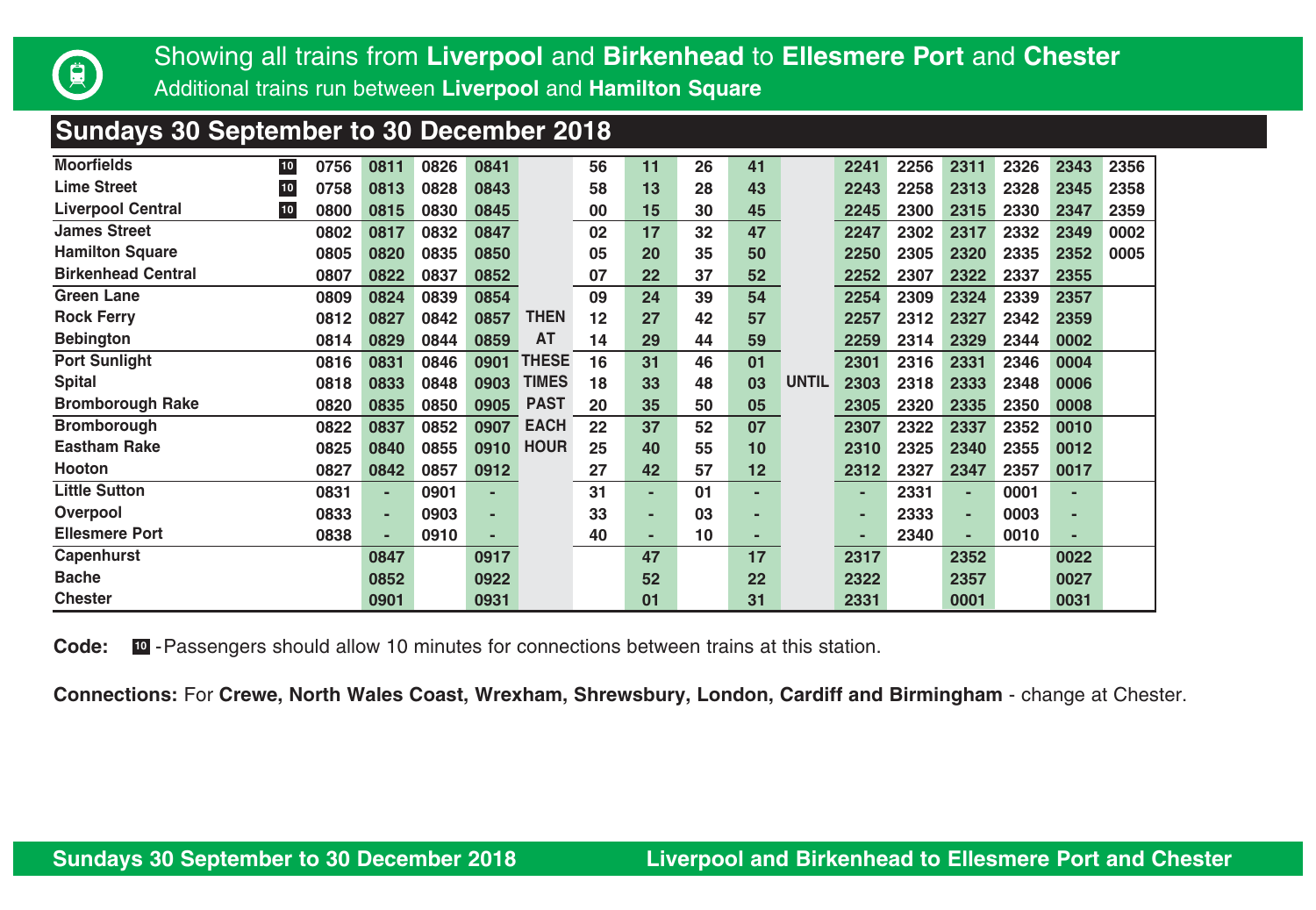# Showing all trains from **Liverpool** and **Birkenhead** to **Ellesmere Port** and **Chester**

Additional trains run between **Liverpool** and **Hamilton Square**

## Sundays 30 September to 30 December 2018

| Station | | | | | | | | | | | | | | | | | |
|---|---|---|---|---|---|---|---|---|---|---|---|---|---|---|---|---|---|
| Moorfields 10 | 0756 | 0811 | 0826 | 0841 | | 56 | 11 | 26 | 41 | | 2241 | 2256 | 2311 | 2326 | 2343 | 2356 |
| Lime Street 10 | 0758 | 0813 | 0828 | 0843 | | 58 | 13 | 28 | 43 | | 2243 | 2258 | 2313 | 2328 | 2345 | 2358 |
| Liverpool Central 10 | 0800 | 0815 | 0830 | 0845 | | 00 | 15 | 30 | 45 | | 2245 | 2300 | 2315 | 2330 | 2347 | 2359 |
| James Street | 0802 | 0817 | 0832 | 0847 | | 02 | 17 | 32 | 47 | | 2247 | 2302 | 2317 | 2332 | 2349 | 0002 |
| Hamilton Square | 0805 | 0820 | 0835 | 0850 | | 05 | 20 | 35 | 50 | | 2250 | 2305 | 2320 | 2335 | 2352 | 0005 |
| Birkenhead Central | 0807 | 0822 | 0837 | 0852 | | 07 | 22 | 37 | 52 | | 2252 | 2307 | 2322 | 2337 | 2355 | |
| Green Lane | 0809 | 0824 | 0839 | 0854 | | 09 | 24 | 39 | 54 | | 2254 | 2309 | 2324 | 2339 | 2357 | |
| Rock Ferry | 0812 | 0827 | 0842 | 0857 | THEN | 12 | 27 | 42 | 57 | | 2257 | 2312 | 2327 | 2342 | 2359 | |
| Bebington | 0814 | 0829 | 0844 | 0859 | AT | 14 | 29 | 44 | 59 | | 2259 | 2314 | 2329 | 2344 | 0002 | |
| Port Sunlight | 0816 | 0831 | 0846 | 0901 | THESE | 16 | 31 | 46 | 01 | | 2301 | 2316 | 2331 | 2346 | 0004 | |
| Spital | 0818 | 0833 | 0848 | 0903 | TIMES | 18 | 33 | 48 | 03 | UNTIL | 2303 | 2318 | 2333 | 2348 | 0006 | |
| Bromborough Rake | 0820 | 0835 | 0850 | 0905 | PAST | 20 | 35 | 50 | 05 | | 2305 | 2320 | 2335 | 2350 | 0008 | |
| Bromborough | 0822 | 0837 | 0852 | 0907 | EACH | 22 | 37 | 52 | 07 | | 2307 | 2322 | 2337 | 2352 | 0010 | |
| Eastham Rake | 0825 | 0840 | 0855 | 0910 | HOUR | 25 | 40 | 55 | 10 | | 2310 | 2325 | 2340 | 2355 | 0012 | |
| Hooton | 0827 | 0842 | 0857 | 0912 | | 27 | 42 | 57 | 12 | | 2312 | 2327 | 2347 | 2357 | 0017 | |
| Little Sutton | 0831 | - | 0901 | - | | 31 | - | 01 | - | | - | 2331 | - | 0001 | - | |
| Overpool | 0833 | - | 0903 | - | | 33 | - | 03 | - | | - | 2333 | - | 0003 | - | |
| Ellesmere Port | 0838 | - | 0910 | - | | 40 | - | 10 | - | | - | 2340 | - | 0010 | - | |
| Capenhurst | | 0847 | | 0917 | | | 47 | | 17 | | 2317 | | 2352 | | 0022 | |
| Bache | | 0852 | | 0922 | | | 52 | | 22 | | 2322 | | 2357 | | 0027 | |
| Chester | | 0901 | | 0931 | | | 01 | | 31 | | 2331 | | 0001 | | 0031 | |

**Code:** 10 - Passengers should allow 10 minutes for connections between trains at this station.

**Connections:** For **Crewe, North Wales Coast, Wrexham, Shrewsbury, London, Cardiff and Birmingham** - change at Chester.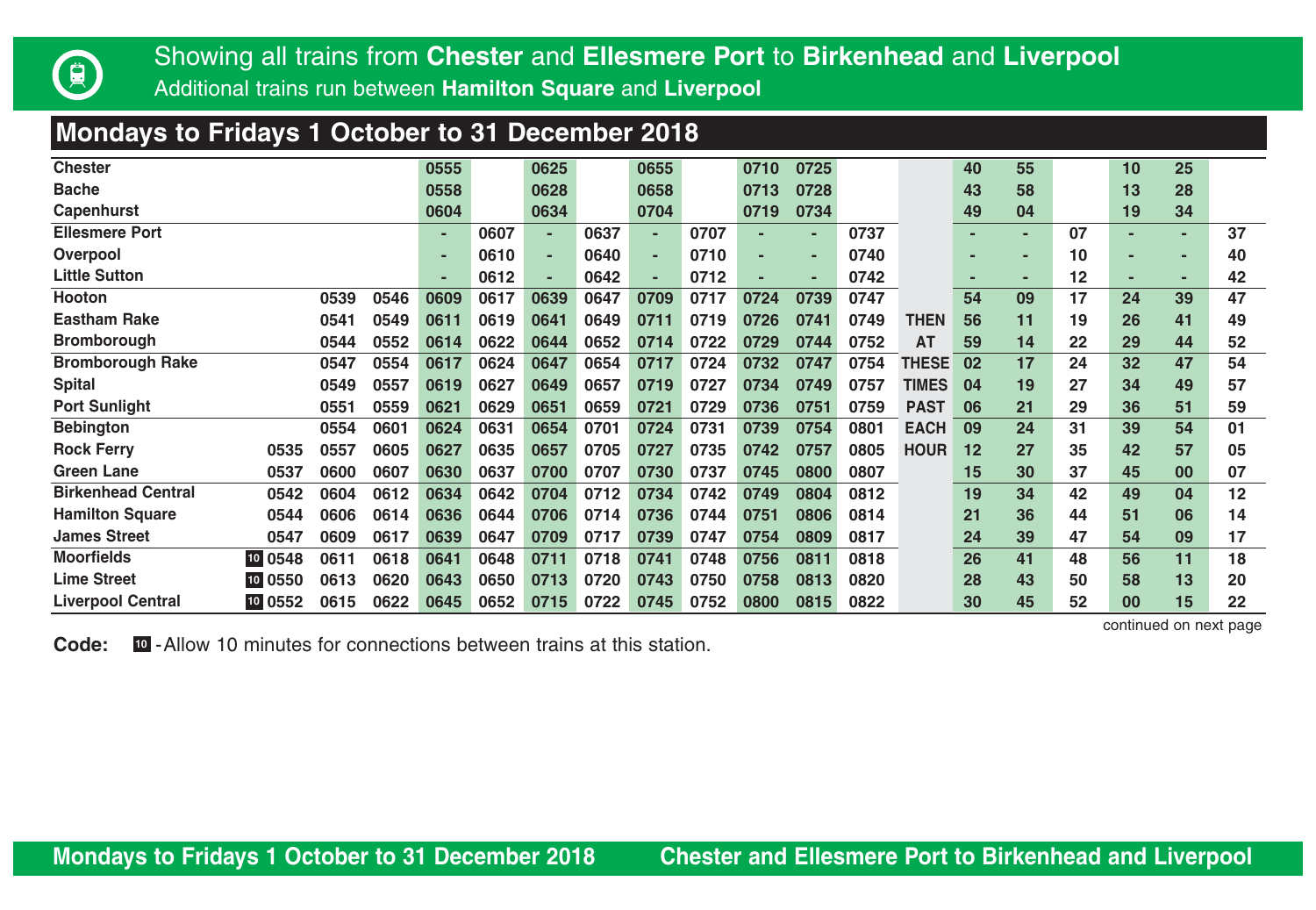Showing all trains from **Chester** and **Ellesmere Port** to **Birkenhead** and **Liverpool**
Additional trains run between **Hamilton Square** and **Liverpool**

## Mondays to Fridays 1 October to 31 December 2018

| Station | | | | | | | | | | | | | | | | | | | | |
|---|---|---|---|---|---|---|---|---|---|---|---|---|---|---|---|---|---|---|---|---|
| **Chester** | | | | 0555 | | 0625 | | 0655 | | 0710 | 0725 | | | 40 | 55 | | 10 | 25 | |
| **Bache** | | | | 0558 | | 0628 | | 0658 | | 0713 | 0728 | | | 43 | 58 | | 13 | 28 | |
| **Capenhurst** | | | | 0604 | | 0634 | | 0704 | | 0719 | 0734 | | | 49 | 04 | | 19 | 34 | |
| **Ellesmere Port** | | | | - | 0607 | - | 0637 | - | 0707 | - | - | 0737 | | - | - | 07 | - | - | 37 |
| **Overpool** | | | | - | 0610 | - | 0640 | - | 0710 | - | - | 0740 | | - | - | 10 | - | - | 40 |
| **Little Sutton** | | | | - | 0612 | - | 0642 | - | 0712 | - | - | 0742 | | - | - | 12 | - | - | 42 |
| **Hooton** | | 0539 | 0546 | 0609 | 0617 | 0639 | 0647 | 0709 | 0717 | 0724 | 0739 | 0747 | | 54 | 09 | 17 | 24 | 39 | 47 |
| **Eastham Rake** | | 0541 | 0549 | 0611 | 0619 | 0641 | 0649 | 0711 | 0719 | 0726 | 0741 | 0749 | THEN | 56 | 11 | 19 | 26 | 41 | 49 |
| **Bromborough** | | 0544 | 0552 | 0614 | 0622 | 0644 | 0652 | 0714 | 0722 | 0729 | 0744 | 0752 | AT | 59 | 14 | 22 | 29 | 44 | 52 |
| **Bromborough Rake** | | 0547 | 0554 | 0617 | 0624 | 0647 | 0654 | 0717 | 0724 | 0732 | 0747 | 0754 | THESE | 02 | 17 | 24 | 32 | 47 | 54 |
| **Spital** | | 0549 | 0557 | 0619 | 0627 | 0649 | 0657 | 0719 | 0727 | 0734 | 0749 | 0757 | TIMES | 04 | 19 | 27 | 34 | 49 | 57 |
| **Port Sunlight** | | 0551 | 0559 | 0621 | 0629 | 0651 | 0659 | 0721 | 0729 | 0736 | 0751 | 0759 | PAST | 06 | 21 | 29 | 36 | 51 | 59 |
| **Bebington** | | 0554 | 0601 | 0624 | 0631 | 0654 | 0701 | 0724 | 0731 | 0739 | 0754 | 0801 | EACH | 09 | 24 | 31 | 39 | 54 | 01 |
| **Rock Ferry** | 0535 | 0557 | 0605 | 0627 | 0635 | 0657 | 0705 | 0727 | 0735 | 0742 | 0757 | 0805 | HOUR | 12 | 27 | 35 | 42 | 57 | 05 |
| **Green Lane** | 0537 | 0600 | 0607 | 0630 | 0637 | 0700 | 0707 | 0730 | 0737 | 0745 | 0800 | 0807 | | 15 | 30 | 37 | 45 | 00 | 07 |
| **Birkenhead Central** | 0542 | 0604 | 0612 | 0634 | 0642 | 0704 | 0712 | 0734 | 0742 | 0749 | 0804 | 0812 | | 19 | 34 | 42 | 49 | 04 | 12 |
| **Hamilton Square** | 0544 | 0606 | 0614 | 0636 | 0644 | 0706 | 0714 | 0736 | 0744 | 0751 | 0806 | 0814 | | 21 | 36 | 44 | 51 | 06 | 14 |
| **James Street** | 0547 | 0609 | 0617 | 0639 | 0647 | 0709 | 0717 | 0739 | 0747 | 0754 | 0809 | 0817 | | 24 | 39 | 47 | 54 | 09 | 17 |
| **Moorfields** [10] | 0548 | 0611 | 0618 | 0641 | 0648 | 0711 | 0718 | 0741 | 0748 | 0756 | 0811 | 0818 | | 26 | 41 | 48 | 56 | 11 | 18 |
| **Lime Street** [10] | 0550 | 0613 | 0620 | 0643 | 0650 | 0713 | 0720 | 0743 | 0750 | 0758 | 0813 | 0820 | | 28 | 43 | 50 | 58 | 13 | 20 |
| **Liverpool Central** [10] | 0552 | 0615 | 0622 | 0645 | 0652 | 0715 | 0722 | 0745 | 0752 | 0800 | 0815 | 0822 | | 30 | 45 | 52 | 00 | 15 | 22 |

continued on next page

**Code:** [10] - Allow 10 minutes for connections between trains at this station.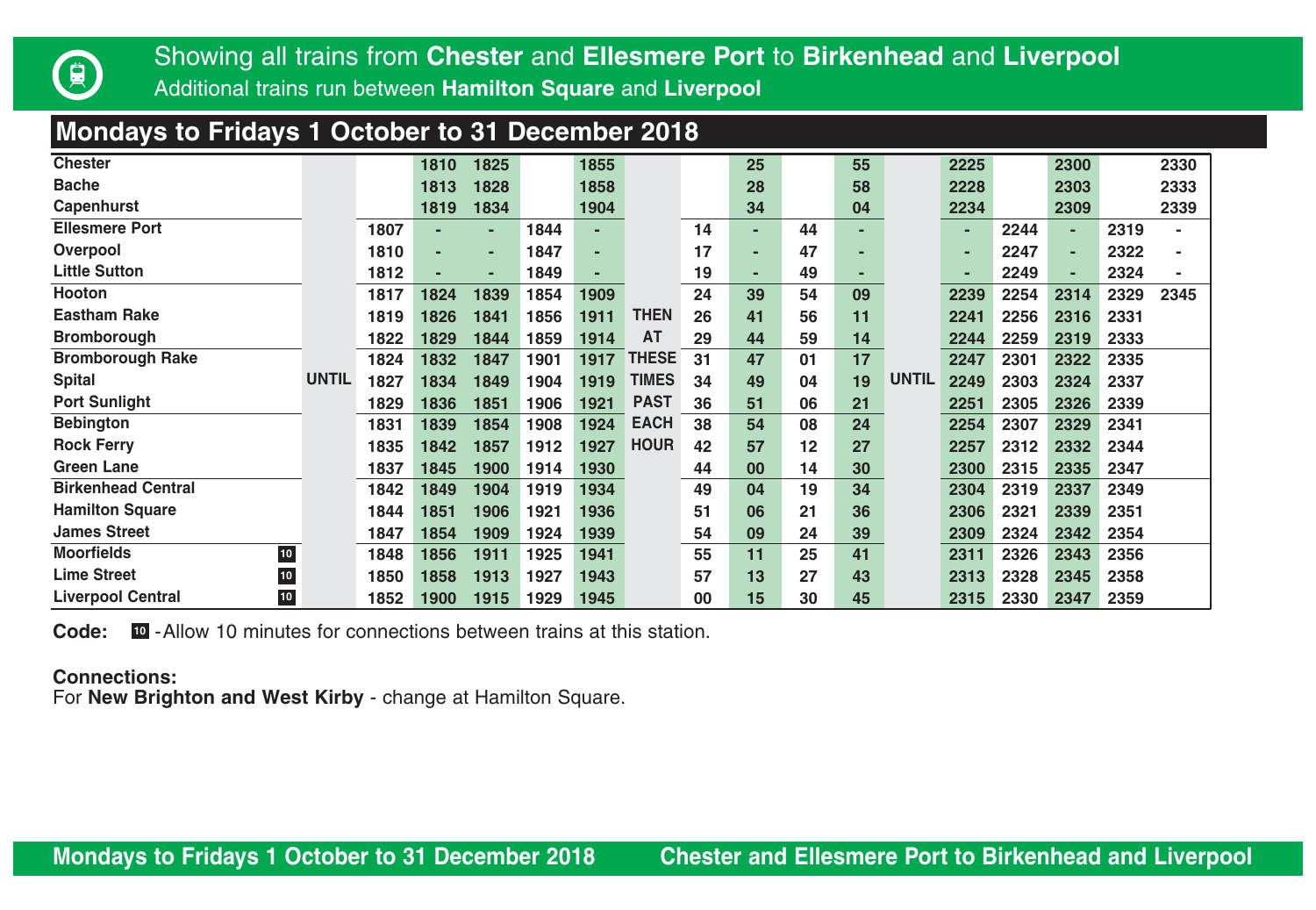# Showing all trains from **Chester** and **Ellesmere Port** to **Birkenhead** and **Liverpool**

Additional trains run between **Hamilton Square** and **Liverpool**

## Mondays to Fridays 1 October to 31 December 2018

| Station | | | | | | | | | | | | | | | | | | |
|---|---|---|---|---|---|---|---|---|---|---|---|---|---|---|---|---|---|---|
| Chester | | | | 1810 | 1825 | | 1855 | | | 25 | | 55 | | 2225 | | 2300 | | 2330 |
| Bache | | | | 1813 | 1828 | | 1858 | | | 28 | | 58 | | 2228 | | 2303 | | 2333 |
| Capenhurst | | | | 1819 | 1834 | | 1904 | | | 34 | | 04 | | 2234 | | 2309 | | 2339 |
| Ellesmere Port | | | 1807 | - | - | 1844 | - | | 14 | - | 44 | - | | - | 2244 | - | 2319 | - |
| Overpool | | | 1810 | - | - | 1847 | - | | 17 | - | 47 | - | | - | 2247 | - | 2322 | - |
| Little Sutton | | | 1812 | - | - | 1849 | - | | 19 | - | 49 | - | | - | 2249 | - | 2324 | - |
| Hooton | | | 1817 | 1824 | 1839 | 1854 | 1909 | | 24 | 39 | 54 | 09 | | 2239 | 2254 | 2314 | 2329 | 2345 |
| Eastham Rake | | | 1819 | 1826 | 1841 | 1856 | 1911 | THEN | 26 | 41 | 56 | 11 | | 2241 | 2256 | 2316 | 2331 | |
| Bromborough | | | 1822 | 1829 | 1844 | 1859 | 1914 | AT | 29 | 44 | 59 | 14 | | 2244 | 2259 | 2319 | 2333 | |
| Bromborough Rake | | | 1824 | 1832 | 1847 | 1901 | 1917 | THESE | 31 | 47 | 01 | 17 | | 2247 | 2301 | 2322 | 2335 | |
| Spital | | UNTIL | 1827 | 1834 | 1849 | 1904 | 1919 | TIMES | 34 | 49 | 04 | 19 | UNTIL | 2249 | 2303 | 2324 | 2337 | |
| Port Sunlight | | | 1829 | 1836 | 1851 | 1906 | 1921 | PAST | 36 | 51 | 06 | 21 | | 2251 | 2305 | 2326 | 2339 | |
| Bebington | | | 1831 | 1839 | 1854 | 1908 | 1924 | EACH | 38 | 54 | 08 | 24 | | 2254 | 2307 | 2329 | 2341 | |
| Rock Ferry | | | 1835 | 1842 | 1857 | 1912 | 1927 | HOUR | 42 | 57 | 12 | 27 | | 2257 | 2312 | 2332 | 2344 | |
| Green Lane | | | 1837 | 1845 | 1900 | 1914 | 1930 | | 44 | 00 | 14 | 30 | | 2300 | 2315 | 2335 | 2347 | |
| Birkenhead Central | | | 1842 | 1849 | 1904 | 1919 | 1934 | | 49 | 04 | 19 | 34 | | 2304 | 2319 | 2337 | 2349 | |
| Hamilton Square | | | 1844 | 1851 | 1906 | 1921 | 1936 | | 51 | 06 | 21 | 36 | | 2306 | 2321 | 2339 | 2351 | |
| James Street | | | 1847 | 1854 | 1909 | 1924 | 1939 | | 54 | 09 | 24 | 39 | | 2309 | 2324 | 2342 | 2354 | |
| Moorfields | 10 | | 1848 | 1856 | 1911 | 1925 | 1941 | | 55 | 11 | 25 | 41 | | 2311 | 2326 | 2343 | 2356 | |
| Lime Street | 10 | | 1850 | 1858 | 1913 | 1927 | 1943 | | 57 | 13 | 27 | 43 | | 2313 | 2328 | 2345 | 2358 | |
| Liverpool Central | 10 | | 1852 | 1900 | 1915 | 1929 | 1945 | | 00 | 15 | 30 | 45 | | 2315 | 2330 | 2347 | 2359 | |

**Code:** 10 - Allow 10 minutes for connections between trains at this station.

**Connections:**
For **New Brighton and West Kirby** - change at Hamilton Square.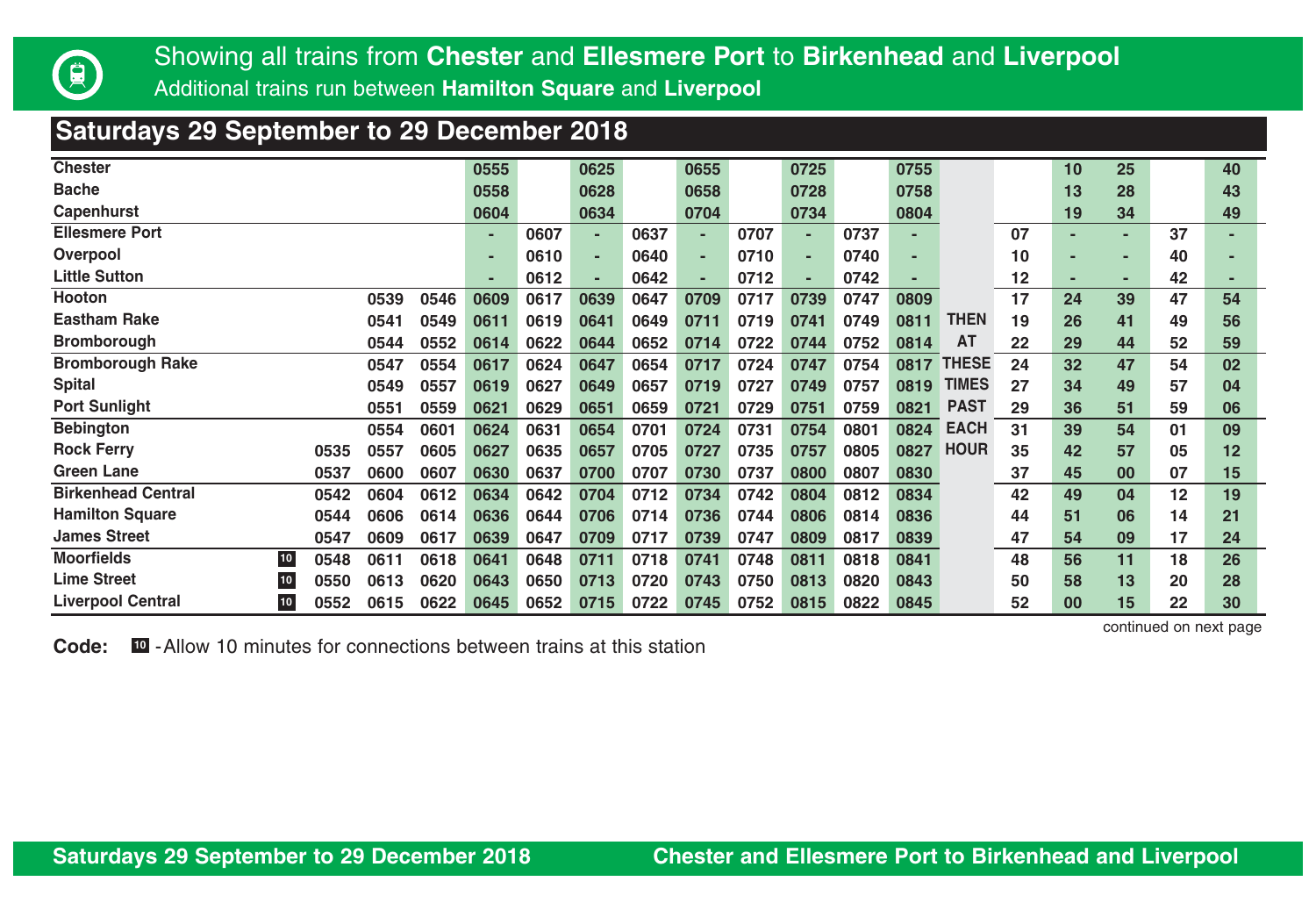Showing all trains from **Chester** and **Ellesmere Port** to **Birkenhead** and **Liverpool**

Additional trains run between **Hamilton Square** and **Liverpool**

## Saturdays 29 September to 29 December 2018

| Station | | | | | | | | | | | | | | | | | | | | | |
|---|---|---|---|---|---|---|---|---|---|---|---|---|---|---|---|---|---|---|---|---|---|
| Chester | | | | | 0555 | | 0625 | | 0655 | | 0725 | | 0755 | | | 10 | 25 | | 40 |
| Bache | | | | | 0558 | | 0628 | | 0658 | | 0728 | | 0758 | | | 13 | 28 | | 43 |
| Capenhurst | | | | | 0604 | | 0634 | | 0704 | | 0734 | | 0804 | | | 19 | 34 | | 49 |
| Ellesmere Port | | | | | - | 0607 | - | 0637 | - | 0707 | - | 0737 | - | | 07 | - | - | 37 | - |
| Overpool | | | | | - | 0610 | - | 0640 | - | 0710 | - | 0740 | - | | 10 | - | - | 40 | - |
| Little Sutton | | | | | - | 0612 | - | 0642 | - | 0712 | - | 0742 | - | | 12 | - | - | 42 | - |
| Hooton | | | 0539 | 0546 | 0609 | 0617 | 0639 | 0647 | 0709 | 0717 | 0739 | 0747 | 0809 | | 17 | 24 | 39 | 47 | 54 |
| Eastham Rake | | | 0541 | 0549 | 0611 | 0619 | 0641 | 0649 | 0711 | 0719 | 0741 | 0749 | 0811 | THEN | 19 | 26 | 41 | 49 | 56 |
| Bromborough | | | 0544 | 0552 | 0614 | 0622 | 0644 | 0652 | 0714 | 0722 | 0744 | 0752 | 0814 | AT | 22 | 29 | 44 | 52 | 59 |
| Bromborough Rake | | | 0547 | 0554 | 0617 | 0624 | 0647 | 0654 | 0717 | 0724 | 0747 | 0754 | 0817 | THESE | 24 | 32 | 47 | 54 | 02 |
| Spital | | | 0549 | 0557 | 0619 | 0627 | 0649 | 0657 | 0719 | 0727 | 0749 | 0757 | 0819 | TIMES | 27 | 34 | 49 | 57 | 04 |
| Port Sunlight | | | 0551 | 0559 | 0621 | 0629 | 0651 | 0659 | 0721 | 0729 | 0751 | 0759 | 0821 | PAST | 29 | 36 | 51 | 59 | 06 |
| Bebington | | | 0554 | 0601 | 0624 | 0631 | 0654 | 0701 | 0724 | 0731 | 0754 | 0801 | 0824 | EACH | 31 | 39 | 54 | 01 | 09 |
| Rock Ferry | | 0535 | 0557 | 0605 | 0627 | 0635 | 0657 | 0705 | 0727 | 0735 | 0757 | 0805 | 0827 | HOUR | 35 | 42 | 57 | 05 | 12 |
| Green Lane | | 0537 | 0600 | 0607 | 0630 | 0637 | 0700 | 0707 | 0730 | 0737 | 0800 | 0807 | 0830 | | 37 | 45 | 00 | 07 | 15 |
| Birkenhead Central | | 0542 | 0604 | 0612 | 0634 | 0642 | 0704 | 0712 | 0734 | 0742 | 0804 | 0812 | 0834 | | 42 | 49 | 04 | 12 | 19 |
| Hamilton Square | | 0544 | 0606 | 0614 | 0636 | 0644 | 0706 | 0714 | 0736 | 0744 | 0806 | 0814 | 0836 | | 44 | 51 | 06 | 14 | 21 |
| James Street | | 0547 | 0609 | 0617 | 0639 | 0647 | 0709 | 0717 | 0739 | 0747 | 0809 | 0817 | 0839 | | 47 | 54 | 09 | 17 | 24 |
| Moorfields | 10 | 0548 | 0611 | 0618 | 0641 | 0648 | 0711 | 0718 | 0741 | 0748 | 0811 | 0818 | 0841 | | 48 | 56 | 11 | 18 | 26 |
| Lime Street | 10 | 0550 | 0613 | 0620 | 0643 | 0650 | 0713 | 0720 | 0743 | 0750 | 0813 | 0820 | 0843 | | 50 | 58 | 13 | 20 | 28 |
| Liverpool Central | 10 | 0552 | 0615 | 0622 | 0645 | 0652 | 0715 | 0722 | 0745 | 0752 | 0815 | 0822 | 0845 | | 52 | 00 | 15 | 22 | 30 |

continued on next page

**Code:** 10 - Allow 10 minutes for connections between trains at this station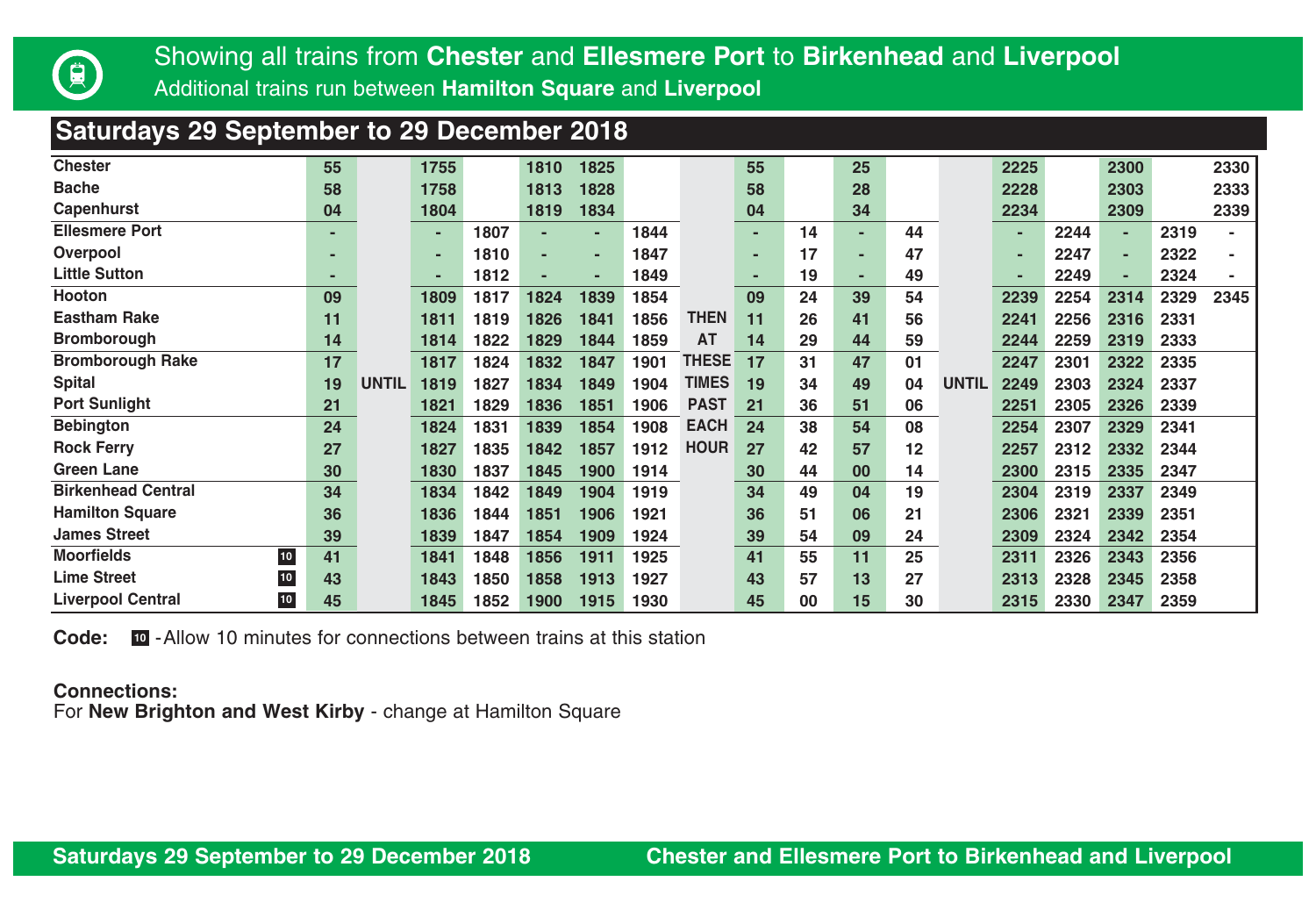Showing all trains from **Chester** and **Ellesmere Port** to **Birkenhead** and **Liverpool**

Additional trains run between **Hamilton Square** and **Liverpool**

## Saturdays 29 September to 29 December 2018

| Station | | | | | | | | | | | | | | | | | | | |
|---|---|---|---|---|---|---|---|---|---|---|---|---|---|---|---|---|---|---|---|
| Chester | | 55 | | 1755 | | 1810 | 1825 | | | 55 | | 25 | | | 2225 | | 2300 | | 2330 |
| Bache | | 58 | | 1758 | | 1813 | 1828 | | | 58 | | 28 | | | 2228 | | 2303 | | 2333 |
| Capenhurst | | 04 | | 1804 | | 1819 | 1834 | | | 04 | | 34 | | | 2234 | | 2309 | | 2339 |
| Ellesmere Port | | - | | - | 1807 | - | - | 1844 | | - | 14 | - | 44 | | - | 2244 | - | 2319 | - |
| Overpool | | - | | - | 1810 | - | - | 1847 | | - | 17 | - | 47 | | - | 2247 | - | 2322 | - |
| Little Sutton | | - | | - | 1812 | - | - | 1849 | | - | 19 | - | 49 | | - | 2249 | - | 2324 | - |
| Hooton | | 09 | | 1809 | 1817 | 1824 | 1839 | 1854 | | 09 | 24 | 39 | 54 | | 2239 | 2254 | 2314 | 2329 | 2345 |
| Eastham Rake | | 11 | | 1811 | 1819 | 1826 | 1841 | 1856 | THEN | 11 | 26 | 41 | 56 | | 2241 | 2256 | 2316 | 2331 | |
| Bromborough | | 14 | | 1814 | 1822 | 1829 | 1844 | 1859 | AT | 14 | 29 | 44 | 59 | | 2244 | 2259 | 2319 | 2333 | |
| Bromborough Rake | | 17 | | 1817 | 1824 | 1832 | 1847 | 1901 | THESE | 17 | 31 | 47 | 01 | | 2247 | 2301 | 2322 | 2335 | |
| Spital | | 19 | UNTIL | 1819 | 1827 | 1834 | 1849 | 1904 | TIMES | 19 | 34 | 49 | 04 | UNTIL | 2249 | 2303 | 2324 | 2337 | |
| Port Sunlight | | 21 | | 1821 | 1829 | 1836 | 1851 | 1906 | PAST | 21 | 36 | 51 | 06 | | 2251 | 2305 | 2326 | 2339 | |
| Bebington | | 24 | | 1824 | 1831 | 1839 | 1854 | 1908 | EACH | 24 | 38 | 54 | 08 | | 2254 | 2307 | 2329 | 2341 | |
| Rock Ferry | | 27 | | 1827 | 1835 | 1842 | 1857 | 1912 | HOUR | 27 | 42 | 57 | 12 | | 2257 | 2312 | 2332 | 2344 | |
| Green Lane | | 30 | | 1830 | 1837 | 1845 | 1900 | 1914 | | 30 | 44 | 00 | 14 | | 2300 | 2315 | 2335 | 2347 | |
| Birkenhead Central | | 34 | | 1834 | 1842 | 1849 | 1904 | 1919 | | 34 | 49 | 04 | 19 | | 2304 | 2319 | 2337 | 2349 | |
| Hamilton Square | | 36 | | 1836 | 1844 | 1851 | 1906 | 1921 | | 36 | 51 | 06 | 21 | | 2306 | 2321 | 2339 | 2351 | |
| James Street | | 39 | | 1839 | 1847 | 1854 | 1909 | 1924 | | 39 | 54 | 09 | 24 | | 2309 | 2324 | 2342 | 2354 | |
| Moorfields | 10 | 41 | | 1841 | 1848 | 1856 | 1911 | 1925 | | 41 | 55 | 11 | 25 | | 2311 | 2326 | 2343 | 2356 | |
| Lime Street | 10 | 43 | | 1843 | 1850 | 1858 | 1913 | 1927 | | 43 | 57 | 13 | 27 | | 2313 | 2328 | 2345 | 2358 | |
| Liverpool Central | 10 | 45 | | 1845 | 1852 | 1900 | 1915 | 1930 | | 45 | 00 | 15 | 30 | | 2315 | 2330 | 2347 | 2359 | |

**Code:** 10 - Allow 10 minutes for connections between trains at this station

**Connections:**
For **New Brighton and West Kirby** - change at Hamilton Square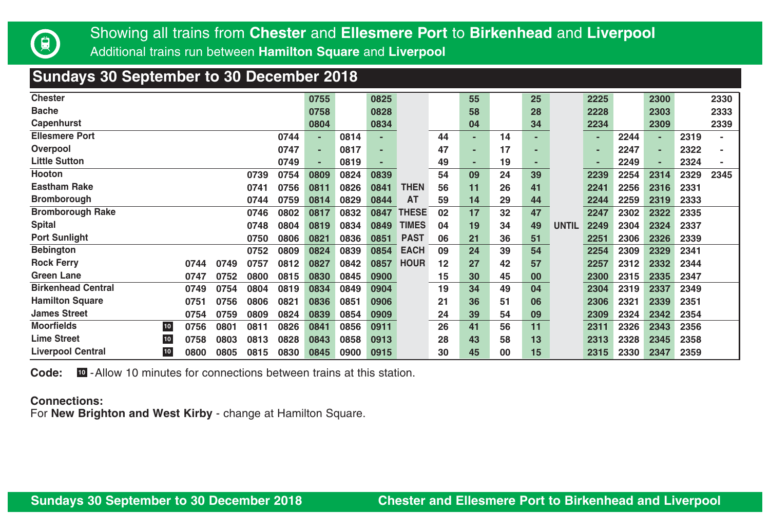# Showing all trains from **Chester** and **Ellesmere Port** to **Birkenhead** and **Liverpool**

Additional trains run between **Hamilton Square** and **Liverpool**

## Sundays 30 September to 30 December 2018

| | | | | | | | | | | | | | | | | | | | |
|---|---|---|---|---|---|---|---|---|---|---|---|---|---|---|---|---|---|---|---|
| **Chester** | | | | | | 0755 | | 0825 | | | 55 | | 25 | | 2225 | | 2300 | | 2330 |
| **Bache** | | | | | | 0758 | | 0828 | | | 58 | | 28 | | 2228 | | 2303 | | 2333 |
| **Capenhurst** | | | | | | 0804 | | 0834 | | | 04 | | 34 | | 2234 | | 2309 | | 2339 |
| **Ellesmere Port** | | | | | 0744 | - | 0814 | - | | 44 | - | 14 | - | | - | 2244 | - | 2319 | - |
| **Overpool** | | | | | 0747 | - | 0817 | - | | 47 | - | 17 | - | | - | 2247 | - | 2322 | - |
| **Little Sutton** | | | | | 0749 | - | 0819 | - | | 49 | - | 19 | - | | - | 2249 | - | 2324 | - |
| **Hooton** | | | | 0739 | 0754 | 0809 | 0824 | 0839 | | 54 | 09 | 24 | 39 | | 2239 | 2254 | 2314 | 2329 | 2345 |
| **Eastham Rake** | | | | 0741 | 0756 | 0811 | 0826 | 0841 | THEN | 56 | 11 | 26 | 41 | | 2241 | 2256 | 2316 | 2331 | |
| **Bromborough** | | | | 0744 | 0759 | 0814 | 0829 | 0844 | AT | 59 | 14 | 29 | 44 | | 2244 | 2259 | 2319 | 2333 | |
| **Bromborough Rake** | | | | 0746 | 0802 | 0817 | 0832 | 0847 | THESE | 02 | 17 | 32 | 47 | | 2247 | 2302 | 2322 | 2335 | |
| **Spital** | | | | 0748 | 0804 | 0819 | 0834 | 0849 | TIMES | 04 | 19 | 34 | 49 | UNTIL | 2249 | 2304 | 2324 | 2337 | |
| **Port Sunlight** | | | | 0750 | 0806 | 0821 | 0836 | 0851 | PAST | 06 | 21 | 36 | 51 | | 2251 | 2306 | 2326 | 2339 | |
| **Bebington** | | | | 0752 | 0809 | 0824 | 0839 | 0854 | EACH | 09 | 24 | 39 | 54 | | 2254 | 2309 | 2329 | 2341 | |
| **Rock Ferry** | | 0744 | 0749 | 0757 | 0812 | 0827 | 0842 | 0857 | HOUR | 12 | 27 | 42 | 57 | | 2257 | 2312 | 2332 | 2344 | |
| **Green Lane** | | 0747 | 0752 | 0800 | 0815 | 0830 | 0845 | 0900 | | 15 | 30 | 45 | 00 | | 2300 | 2315 | 2335 | 2347 | |
| **Birkenhead Central** | | 0749 | 0754 | 0804 | 0819 | 0834 | 0849 | 0904 | | 19 | 34 | 49 | 04 | | 2304 | 2319 | 2337 | 2349 | |
| **Hamilton Square** | | 0751 | 0756 | 0806 | 0821 | 0836 | 0851 | 0906 | | 21 | 36 | 51 | 06 | | 2306 | 2321 | 2339 | 2351 | |
| **James Street** | | 0754 | 0759 | 0809 | 0824 | 0839 | 0854 | 0909 | | 24 | 39 | 54 | 09 | | 2309 | 2324 | 2342 | 2354 | |
| **Moorfields** | 10 | 0756 | 0801 | 0811 | 0826 | 0841 | 0856 | 0911 | | 26 | 41 | 56 | 11 | | 2311 | 2326 | 2343 | 2356 | |
| **Lime Street** | 10 | 0758 | 0803 | 0813 | 0828 | 0843 | 0858 | 0913 | | 28 | 43 | 58 | 13 | | 2313 | 2328 | 2345 | 2358 | |
| **Liverpool Central** | 10 | 0800 | 0805 | 0815 | 0830 | 0845 | 0900 | 0915 | | 30 | 45 | 00 | 15 | | 2315 | 2330 | 2347 | 2359 | |

**Code:** 10 - Allow 10 minutes for connections between trains at this station.

**Connections:**
For **New Brighton and West Kirby** - change at Hamilton Square.